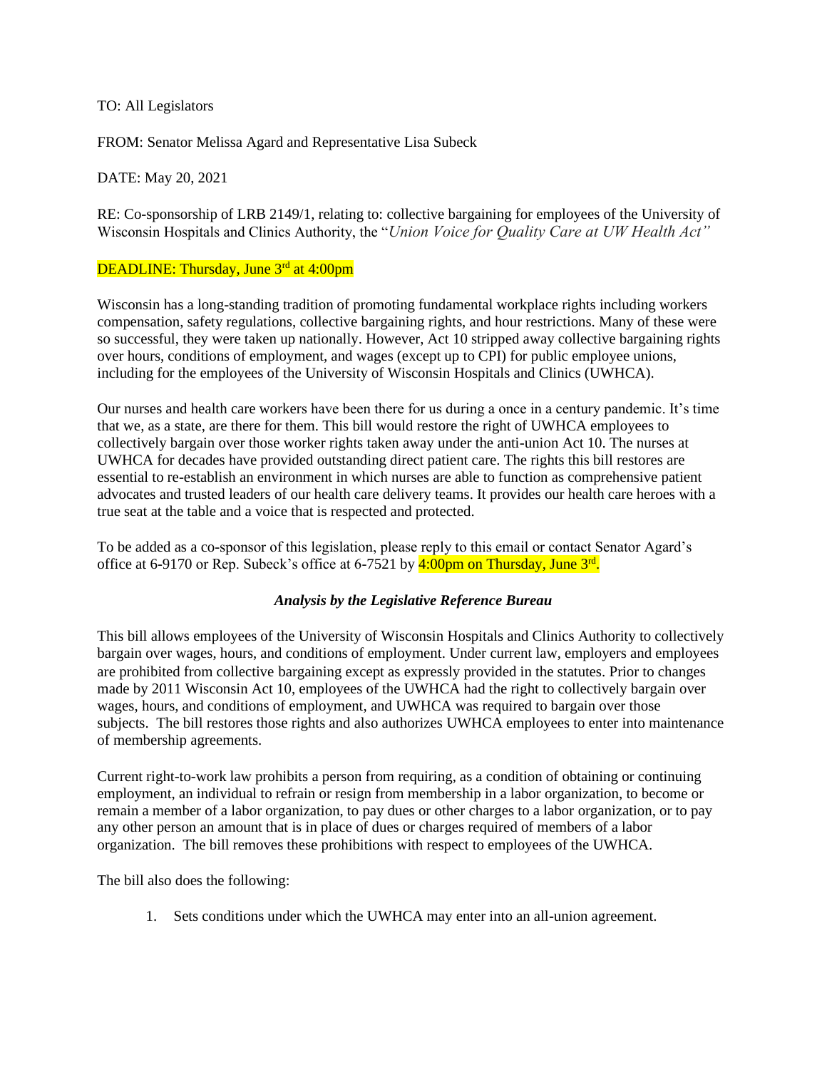TO: All Legislators

FROM: Senator Melissa Agard and Representative Lisa Subeck

DATE: May 20, 2021

RE: Co-sponsorship of LRB 2149/1, relating to: collective bargaining for employees of the University of Wisconsin Hospitals and Clinics Authority, the "*Union Voice for Quality Care at UW Health Act"*

DEADLINE: Thursday, June 3rd at 4:00pm

Wisconsin has a long-standing tradition of promoting fundamental workplace rights including workers compensation, safety regulations, collective bargaining rights, and hour restrictions. Many of these were so successful, they were taken up nationally. However, Act 10 stripped away collective bargaining rights over hours, conditions of employment, and wages (except up to CPI) for public employee unions, including for the employees of the University of Wisconsin Hospitals and Clinics (UWHCA).

Our nurses and health care workers have been there for us during a once in a century pandemic. It's time that we, as a state, are there for them. This bill would restore the right of UWHCA employees to collectively bargain over those worker rights taken away under the anti-union Act 10. The nurses at UWHCA for decades have provided outstanding direct patient care. The rights this bill restores are essential to re-establish an environment in which nurses are able to function as comprehensive patient advocates and trusted leaders of our health care delivery teams. It provides our health care heroes with a true seat at the table and a voice that is respected and protected.

To be added as a co-sponsor of this legislation, please reply to this email or contact Senator Agard's office at 6-9170 or Rep. Subeck's office at 6-7521 by 4:00pm on Thursday, June 3rd.

### *Analysis by the Legislative Reference Bureau*

This bill allows employees of the University of Wisconsin Hospitals and Clinics Authority to collectively bargain over wages, hours, and conditions of employment. Under current law, employers and employees are prohibited from collective bargaining except as expressly provided in the statutes. Prior to changes made by 2011 Wisconsin Act 10, employees of the UWHCA had the right to collectively bargain over wages, hours, and conditions of employment, and UWHCA was required to bargain over those subjects. The bill restores those rights and also authorizes UWHCA employees to enter into maintenance of membership agreements.

Current right-to-work law prohibits a person from requiring, as a condition of obtaining or continuing employment, an individual to refrain or resign from membership in a labor organization, to become or remain a member of a labor organization, to pay dues or other charges to a labor organization, or to pay any other person an amount that is in place of dues or charges required of members of a labor organization. The bill removes these prohibitions with respect to employees of the UWHCA.

The bill also does the following:

1. Sets conditions under which the UWHCA may enter into an all-union agreement.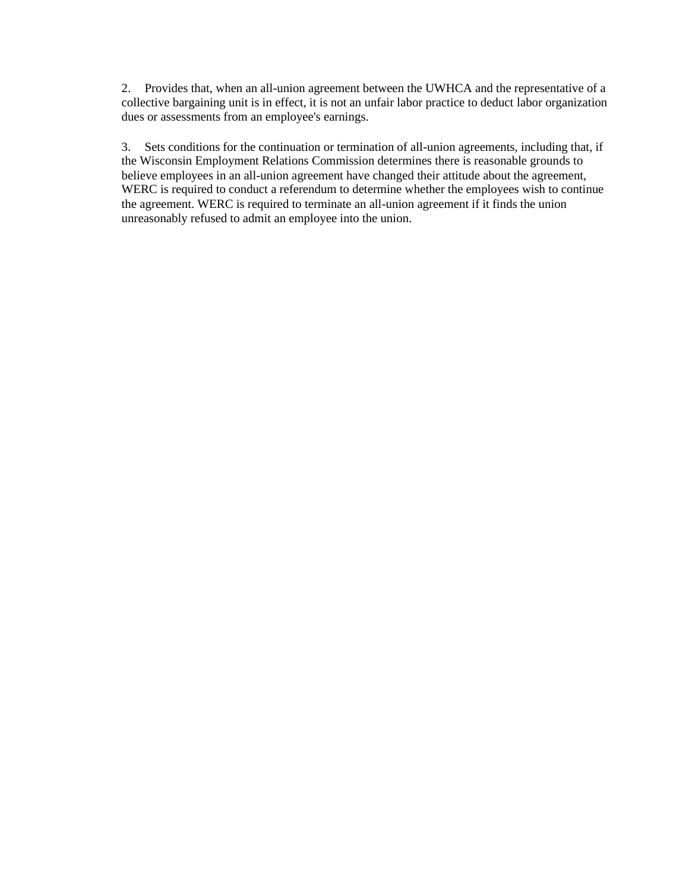2. Provides that, when an all-union agreement between the UWHCA and the representative of a collective bargaining unit is in effect, it is not an unfair labor practice to deduct labor organization dues or assessments from an employee's earnings.

3. Sets conditions for the continuation or termination of all-union agreements, including that, if the Wisconsin Employment Relations Commission determines there is reasonable grounds to believe employees in an all-union agreement have changed their attitude about the agreement, WERC is required to conduct a referendum to determine whether the employees wish to continue the agreement. WERC is required to terminate an all-union agreement if it finds the union unreasonably refused to admit an employee into the union.